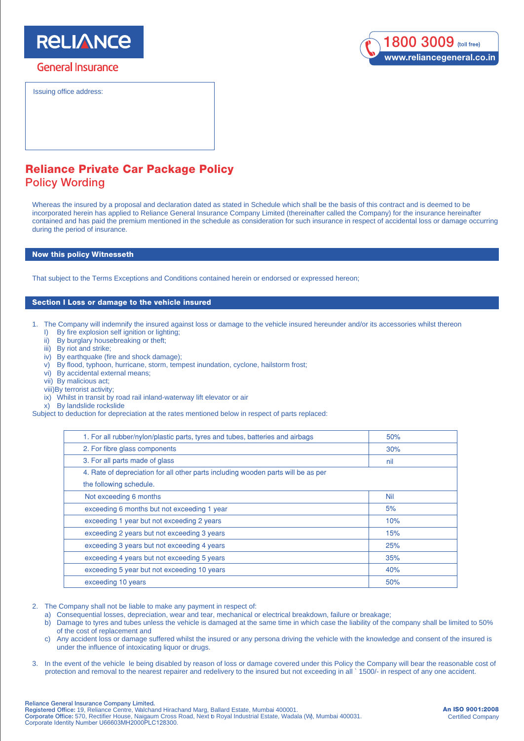# Reliance General Insurance

1800 3009 (toll free)
www.reliancegeneral.co.in

Issuing office address:

## Reliance Private Car Package Policy
## Policy Wording

Whereas the insured by a proposal and declaration dated as stated in Schedule which shall be the basis of this contract and is deemed to be incorporated herein has applied to Reliance General Insurance Company Limited (thereinafter called the Company) for the insurance hereinafter contained and has paid the premium mentioned in the schedule as consideration for such insurance in respect of accidental loss or damage occurring during the period of insurance.

### Now this policy Witnesseth

That subject to the Terms Exceptions and Conditions contained herein or endorsed or expressed hereon;

### Section I Loss or damage to the vehicle insured

1. The Company will indemnify the insured against loss or damage to the vehicle insured hereunder and/or its accessories whilst thereon
   I) By fire explosion self ignition or lighting;
   ii) By burglary housebreaking or theft;
   iii) By riot and strike;
   iv) By earthquake (fire and shock damage);
   v) By flood, typhoon, hurricane, storm, tempest inundation, cyclone, hailstorm frost;
   vi) By accidental external means;
   vii) By malicious act;
   viii)By terrorist activity;
   ix) Whilst in transit by road rail inland-waterway lift elevator or air
   x) By landslide rockslide

Subject to deduction for depreciation at the rates mentioned below in respect of parts replaced:

| | |
|---|---|
| 1. For all rubber/nylon/plastic parts, tyres and tubes, batteries and airbags | 50% |
| 2. For fibre glass components | 30% |
| 3. For all parts made of glass | nil |
| 4. Rate of depreciation for all other parts including wooden parts will be as per the following schedule. | |
| Not exceeding 6 months | Nil |
| exceeding 6 months but not exceeding 1 year | 5% |
| exceeding 1 year but not exceeding 2 years | 10% |
| exceeding 2 years but not exceeding 3 years | 15% |
| exceeding 3 years but not exceeding 4 years | 25% |
| exceeding 4 years but not exceeding 5 years | 35% |
| exceeding 5 year but not exceeding 10 years | 40% |
| exceeding 10 years | 50% |

2. The Company shall not be liable to make any payment in respect of:
   a) Consequential losses, depreciation, wear and tear, mechanical or electrical breakdown, failure or breakage;
   b) Damage to tyres and tubes unless the vehicle is damaged at the same time in which case the liability of the company shall be limited to 50% of the cost of replacement and
   c) Any accident loss or damage suffered whilst the insured or any persona driving the vehicle with the knowledge and consent of the insured is under the influence of intoxicating liquor or drugs.

3. In the event of the vehicle le being disabled by reason of loss or damage covered under this Policy the Company will bear the reasonable cost of protection and removal to the nearest repairer and redelivery to the insured but not exceeding in all ` 1500/- in respect of any one accident.

**Reliance General Insurance Company Limited.**
**Registered Office:** 19, Reliance Centre, Walchand Hirachand Marg, Ballard Estate, Mumbai 400001.
**Corporate Office:** 570, Rectifier House, Naigaum Cross Road, Next to Royal Industrial Estate, Wadala (W), Mumbai 400031.
Corporate Identity Number U66603MH2000PLC128300.

**An ISO 9001:2008** Certified Company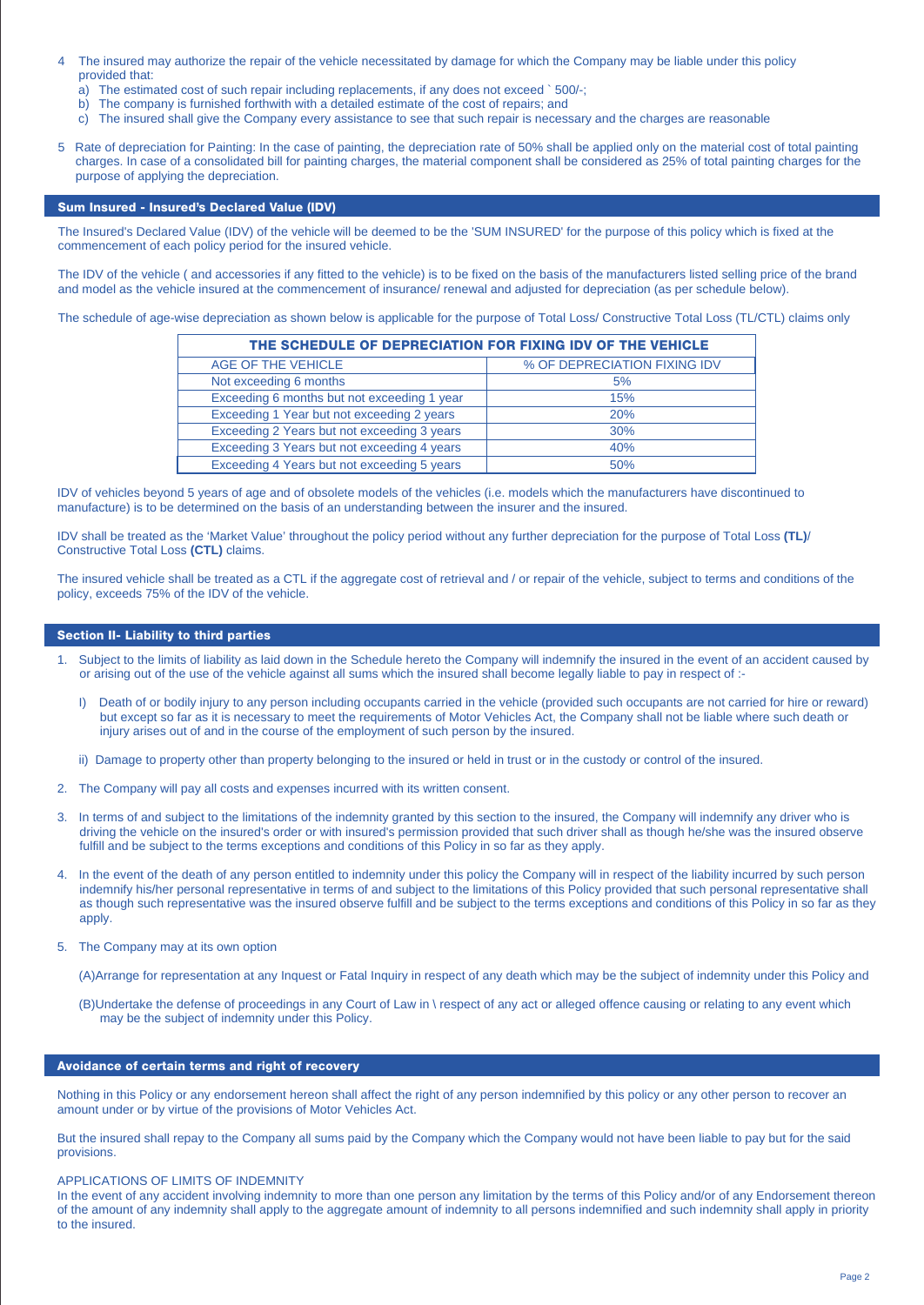4 The insured may authorize the repair of the vehicle necessitated by damage for which the Company may be liable under this policy provided that:
   a) The estimated cost of such repair including replacements, if any does not exceed ` 500/-;
   b) The company is furnished forthwith with a detailed estimate of the cost of repairs; and
   c) The insured shall give the Company every assistance to see that such repair is necessary and the charges are reasonable

5 Rate of depreciation for Painting: In the case of painting, the depreciation rate of 50% shall be applied only on the material cost of total painting charges. In case of a consolidated bill for painting charges, the material component shall be considered as 25% of total painting charges for the purpose of applying the depreciation.

## Sum Insured - Insured's Declared Value (IDV)

The Insured's Declared Value (IDV) of the vehicle will be deemed to be the 'SUM INSURED' for the purpose of this policy which is fixed at the commencement of each policy period for the insured vehicle.

The IDV of the vehicle ( and accessories if any fitted to the vehicle) is to be fixed on the basis of the manufacturers listed selling price of the brand and model as the vehicle insured at the commencement of insurance/ renewal and adjusted for depreciation (as per schedule below).

The schedule of age-wise depreciation as shown below is applicable for the purpose of Total Loss/ Constructive Total Loss (TL/CTL) claims only

| THE SCHEDULE OF DEPRECIATION FOR FIXING IDV OF THE VEHICLE | |
|---|---|
| AGE OF THE VEHICLE | % OF DEPRECIATION FIXING IDV |
| Not exceeding 6 months | 5% |
| Exceeding 6 months but not exceeding 1 year | 15% |
| Exceeding 1 Year but not exceeding 2 years | 20% |
| Exceeding 2 Years but not exceeding 3 years | 30% |
| Exceeding 3 Years but not exceeding 4 years | 40% |
| Exceeding 4 Years but not exceeding 5 years | 50% |

IDV of vehicles beyond 5 years of age and of obsolete models of the vehicles (i.e. models which the manufacturers have discontinued to manufacture) is to be determined on the basis of an understanding between the insurer and the insured.

IDV shall be treated as the 'Market Value' throughout the policy period without any further depreciation for the purpose of Total Loss **(TL)**/ Constructive Total Loss **(CTL)** claims.

The insured vehicle shall be treated as a CTL if the aggregate cost of retrieval and / or repair of the vehicle, subject to terms and conditions of the policy, exceeds 75% of the IDV of the vehicle.

## Section II- Liability to third parties

1. Subject to the limits of liability as laid down in the Schedule hereto the Company will indemnify the insured in the event of an accident caused by or arising out of the use of the vehicle against all sums which the insured shall become legally liable to pay in respect of :-

   I) Death of or bodily injury to any person including occupants carried in the vehicle (provided such occupants are not carried for hire or reward) but except so far as it is necessary to meet the requirements of Motor Vehicles Act, the Company shall not be liable where such death or injury arises out of and in the course of the employment of such person by the insured.

   ii) Damage to property other than property belonging to the insured or held in trust or in the custody or control of the insured.

2. The Company will pay all costs and expenses incurred with its written consent.

3. In terms of and subject to the limitations of the indemnity granted by this section to the insured, the Company will indemnify any driver who is driving the vehicle on the insured's order or with insured's permission provided that such driver shall as though he/she was the insured observe fulfill and be subject to the terms exceptions and conditions of this Policy in so far as they apply.

4. In the event of the death of any person entitled to indemnity under this policy the Company will in respect of the liability incurred by such person indemnify his/her personal representative in terms of and subject to the limitations of this Policy provided that such personal representative shall as though such representative was the insured observe fulfill and be subject to the terms exceptions and conditions of this Policy in so far as they apply.

5. The Company may at its own option

   (A)Arrange for representation at any Inquest or Fatal Inquiry in respect of any death which may be the subject of indemnity under this Policy and

   (B)Undertake the defense of proceedings in any Court of Law in \ respect of any act or alleged offence causing or relating to any event which may be the subject of indemnity under this Policy.

## Avoidance of certain terms and right of recovery

Nothing in this Policy or any endorsement hereon shall affect the right of any person indemnified by this policy or any other person to recover an amount under or by virtue of the provisions of Motor Vehicles Act.

But the insured shall repay to the Company all sums paid by the Company which the Company would not have been liable to pay but for the said provisions.

APPLICATIONS OF LIMITS OF INDEMNITY
In the event of any accident involving indemnity to more than one person any limitation by the terms of this Policy and/or of any Endorsement thereon of the amount of any indemnity shall apply to the aggregate amount of indemnity to all persons indemnified and such indemnity shall apply in priority to the insured.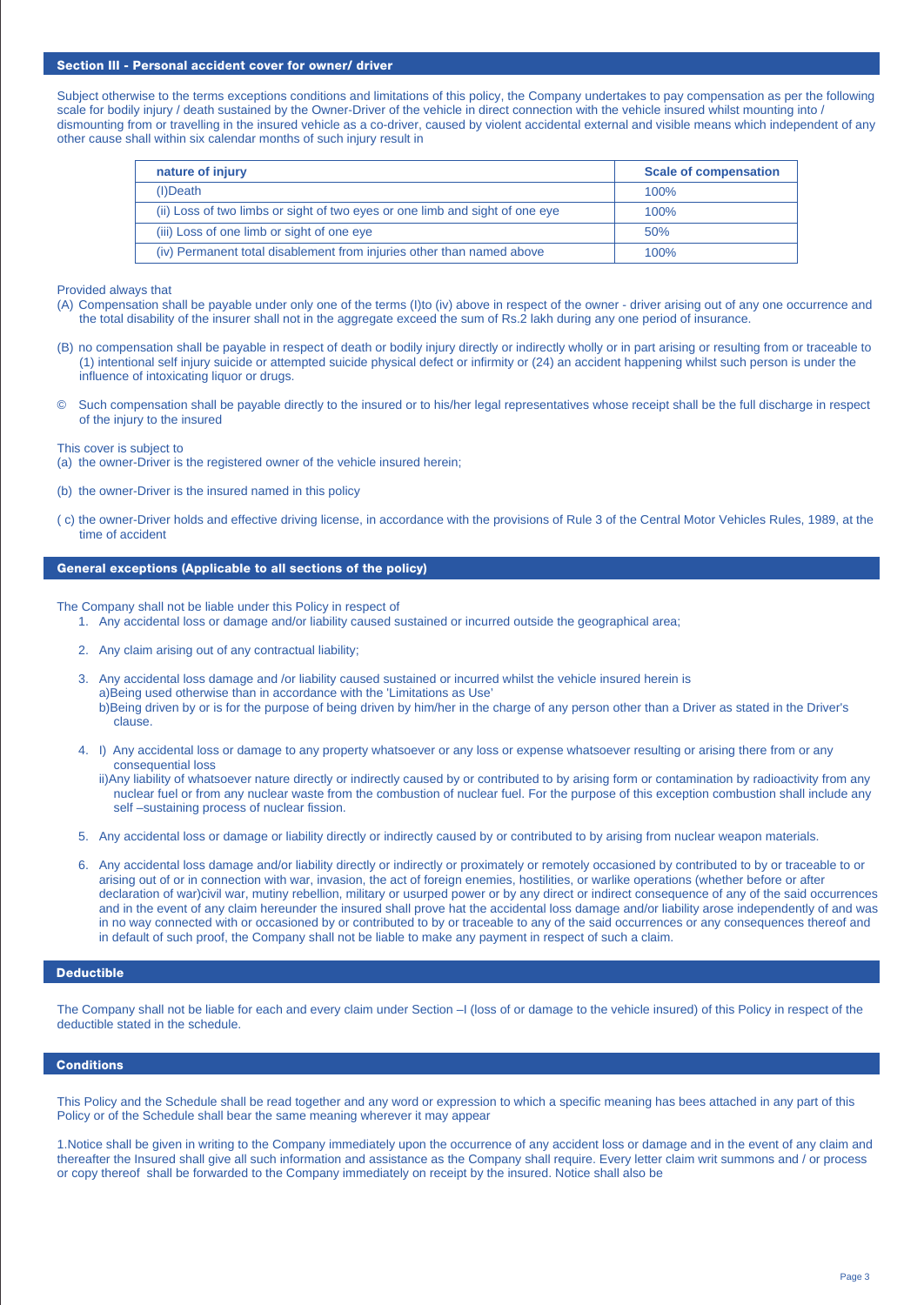## Section III - Personal accident cover for owner/ driver

Subject otherwise to the terms exceptions conditions and limitations of this policy, the Company undertakes to pay compensation as per the following scale for bodily injury / death sustained by the Owner-Driver of the vehicle in direct connection with the vehicle insured whilst mounting into / dismounting from or travelling in the insured vehicle as a co-driver, caused by violent accidental external and visible means which independent of any other cause shall within six calendar months of such injury result in

| nature of injury | Scale of compensation |
|---|---|
| (I)Death | 100% |
| (ii) Loss of two limbs or sight of two eyes or one limb and sight of one eye | 100% |
| (iii) Loss of one limb or sight of one eye | 50% |
| (iv) Permanent total disablement from injuries other than named above | 100% |

Provided always that

(A) Compensation shall be payable under only one of the terms (I)to (iv) above in respect of the owner - driver arising out of any one occurrence and the total disability of the insurer shall not in the aggregate exceed the sum of Rs.2 lakh during any one period of insurance.

(B) no compensation shall be payable in respect of death or bodily injury directly or indirectly wholly or in part arising or resulting from or traceable to (1) intentional self injury suicide or attempted suicide physical defect or infirmity or (24) an accident happening whilst such person is under the influence of intoxicating liquor or drugs.

© Such compensation shall be payable directly to the insured or to his/her legal representatives whose receipt shall be the full discharge in respect of the injury to the insured

This cover is subject to

(a) the owner-Driver is the registered owner of the vehicle insured herein;

(b) the owner-Driver is the insured named in this policy

( c) the owner-Driver holds and effective driving license, in accordance with the provisions of Rule 3 of the Central Motor Vehicles Rules, 1989, at the time of accident

## General exceptions (Applicable to all sections of the policy)

The Company shall not be liable under this Policy in respect of

1. Any accidental loss or damage and/or liability caused sustained or incurred outside the geographical area;

2. Any claim arising out of any contractual liability;

3. Any accidental loss damage and /or liability caused sustained or incurred whilst the vehicle insured herein is
   a)Being used otherwise than in accordance with the 'Limitations as Use'
   b)Being driven by or is for the purpose of being driven by him/her in the charge of any person other than a Driver as stated in the Driver's clause.

4. I) Any accidental loss or damage to any property whatsoever or any loss or expense whatsoever resulting or arising there from or any consequential loss
   ii)Any liability of whatsoever nature directly or indirectly caused by or contributed to by arising form or contamination by radioactivity from any nuclear fuel or from any nuclear waste from the combustion of nuclear fuel. For the purpose of this exception combustion shall include any self –sustaining process of nuclear fission.

5. Any accidental loss or damage or liability directly or indirectly caused by or contributed to by arising from nuclear weapon materials.

6. Any accidental loss damage and/or liability directly or indirectly or proximately or remotely occasioned by contributed to by or traceable to or arising out of or in connection with war, invasion, the act of foreign enemies, hostilities, or warlike operations (whether before or after declaration of war)civil war, mutiny rebellion, military or usurped power or by any direct or indirect consequence of any of the said occurrences and in the event of any claim hereunder the insured shall prove hat the accidental loss damage and/or liability arose independently of and was in no way connected with or occasioned by or contributed to by or traceable to any of the said occurrences or any consequences thereof and in default of such proof, the Company shall not be liable to make any payment in respect of such a claim.

## Deductible

The Company shall not be liable for each and every claim under Section –I (loss of or damage to the vehicle insured) of this Policy in respect of the deductible stated in the schedule.

## Conditions

This Policy and the Schedule shall be read together and any word or expression to which a specific meaning has bees attached in any part of this Policy or of the Schedule shall bear the same meaning wherever it may appear

1.Notice shall be given in writing to the Company immediately upon the occurrence of any accident loss or damage and in the event of any claim and thereafter the Insured shall give all such information and assistance as the Company shall require. Every letter claim writ summons and / or process or copy thereof shall be forwarded to the Company immediately on receipt by the insured. Notice shall also be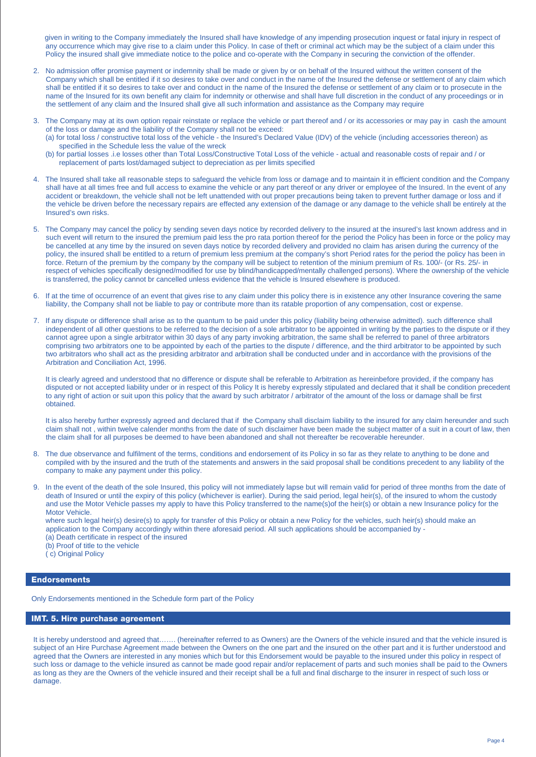given in writing to the Company immediately the Insured shall have knowledge of any impending prosecution inquest or fatal injury in respect of any occurrence which may give rise to a claim under this Policy. In case of theft or criminal act which may be the subject of a claim under this Policy the insured shall give immediate notice to the police and co-operate with the Company in securing the conviction of the offender.

2. No admission offer promise payment or indemnity shall be made or given by or on behalf of the Insured without the written consent of the Company which shall be entitled if it so desires to take over and conduct in the name of the Insured the defense or settlement of any claim which shall be entitled if it so desires to take over and conduct in the name of the Insured the defense or settlement of any claim or to prosecute in the name of the Insured for its own benefit any claim for indemnity or otherwise and shall have full discretion in the conduct of any proceedings or in the settlement of any claim and the Insured shall give all such information and assistance as the Company may require

3. The Company may at its own option repair reinstate or replace the vehicle or part thereof and / or its accessories or may pay in cash the amount of the loss or damage and the liability of the Company shall not be exceed:
   (a) for total loss / constructive total loss of the vehicle - the Insured's Declared Value (IDV) of the vehicle (including accessories thereon) as specified in the Schedule less the value of the wreck
   (b) for partial losses .i.e losses other than Total Loss/Constructive Total Loss of the vehicle - actual and reasonable costs of repair and / or replacement of parts lost/damaged subject to depreciation as per limits specified

4. The Insured shall take all reasonable steps to safeguard the vehicle from loss or damage and to maintain it in efficient condition and the Company shall have at all times free and full access to examine the vehicle or any part thereof or any driver or employee of the Insured. In the event of any accident or breakdown, the vehicle shall not be left unattended with out proper precautions being taken to prevent further damage or loss and if the vehicle be driven before the necessary repairs are effected any extension of the damage or any damage to the vehicle shall be entirely at the Insured's own risks.

5. The Company may cancel the policy by sending seven days notice by recorded delivery to the insured at the insured's last known address and in such event will return to the insured the premium paid less the pro rata portion thereof for the period the Policy has been in force or the policy may be cancelled at any time by the insured on seven days notice by recorded delivery and provided no claim has arisen during the currency of the policy, the insured shall be entitled to a return of premium less premium at the company's short Period rates for the period the policy has been in force. Return of the premium by the company by the company will be subject to retention of the minium premium of Rs. 100/- (or Rs. 25/- in respect of vehicles specifically designed/modified for use by blind/handicapped/mentally challenged persons). Where the ownership of the vehicle is transferred, the policy cannot br cancelled unless evidence that the vehicle is Insured elsewhere is produced.

6. If at the time of occurrence of an event that gives rise to any claim under this policy there is in existence any other Insurance covering the same liability, the Company shall not be liable to pay or contribute more than its ratable proportion of any compensation, cost or expense.

7. If any dispute or difference shall arise as to the quantum to be paid under this policy (liability being otherwise admitted). such difference shall independent of all other questions to be referred to the decision of a sole arbitrator to be appointed in writing by the parties to the dispute or if they cannot agree upon a single arbitrator within 30 days of any party invoking arbitration, the same shall be referred to panel of three arbitrators comprising two arbitrators one to be appointed by each of the parties to the dispute / difference, and the third arbitrator to be appointed by such two arbitrators who shall act as the presiding arbitrator and arbitration shall be conducted under and in accordance with the provisions of the Arbitration and Conciliation Act, 1996.

   It is clearly agreed and understood that no difference or dispute shall be referable to Arbitration as hereinbefore provided, if the company has disputed or not accepted liability under or in respect of this Policy It is hereby expressly stipulated and declared that it shall be condition precedent to any right of action or suit upon this policy that the award by such arbitrator / arbitrator of the amount of the loss or damage shall be first obtained.

   It is also hereby further expressly agreed and declared that if the Company shall disclaim liability to the insured for any claim hereunder and such claim shall not , within twelve calender months from the date of such disclaimer have been made the subject matter of a suit in a court of law, then the claim shall for all purposes be deemed to have been abandoned and shall not thereafter be recoverable hereunder.

8. The due observance and fulfilment of the terms, conditions and endorsement of its Policy in so far as they relate to anything to be done and compiled with by the insured and the truth of the statements and answers in the said proposal shall be conditions precedent to any liability of the company to make any payment under this policy.

9. In the event of the death of the sole Insured, this policy will not immediately lapse but will remain valid for period of three months from the date of death of Insured or until the expiry of this policy (whichever is earlier). During the said period, legal heir(s), of the insured to whom the custody and use the Motor Vehicle passes my apply to have this Policy transferred to the name(s)of the heir(s) or obtain a new Insurance policy for the Motor Vehicle.
   where such legal heir(s) desire(s) to apply for transfer of this Policy or obtain a new Policy for the vehicles, such heir(s) should make an application to the Company accordingly within there aforesaid period. All such applications should be accompanied by -
   (a) Death certificate in respect of the insured
   (b) Proof of title to the vehicle
   ( c) Original Policy

## Endorsements

Only Endorsements mentioned in the Schedule form part of the Policy

## IMT. 5. Hire purchase agreement

It is hereby understood and agreed that……. (hereinafter referred to as Owners) are the Owners of the vehicle insured and that the vehicle insured is subject of an Hire Purchase Agreement made between the Owners on the one part and the insured on the other part and it is further understood and agreed that the Owners are interested in any monies which but for this Endorsement would be payable to the insured under this policy in respect of such loss or damage to the vehicle insured as cannot be made good repair and/or replacement of parts and such monies shall be paid to the Owners as long as they are the Owners of the vehicle insured and their receipt shall be a full and final discharge to the insurer in respect of such loss or damage.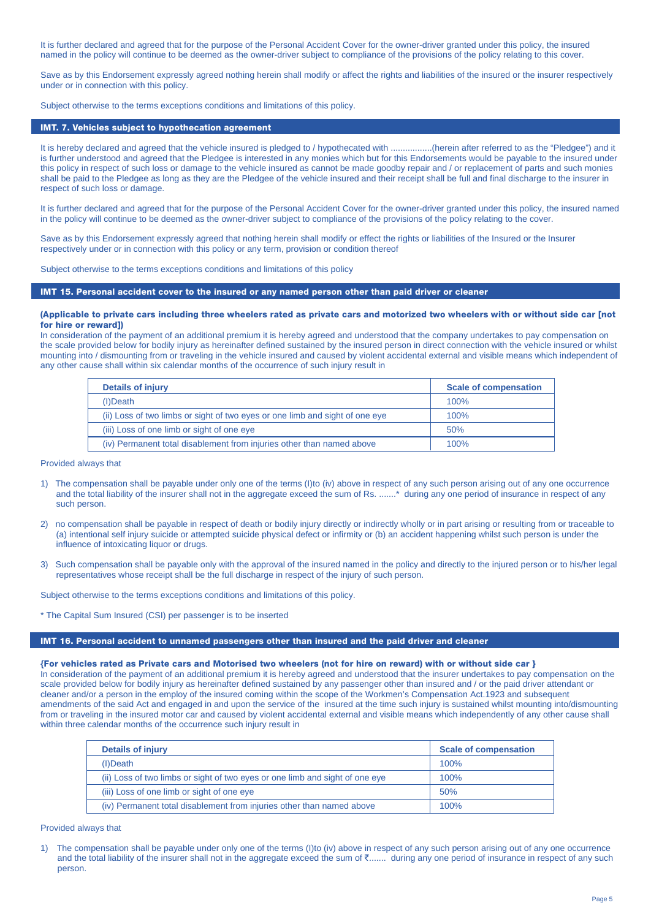It is further declared and agreed that for the purpose of the Personal Accident Cover for the owner-driver granted under this policy, the insured named in the policy will continue to be deemed as the owner-driver subject to compliance of the provisions of the policy relating to this cover.

Save as by this Endorsement expressly agreed nothing herein shall modify or affect the rights and liabilities of the insured or the insurer respectively under or in connection with this policy.

Subject otherwise to the terms exceptions conditions and limitations of this policy.

## IMT. 7. Vehicles subject to hypothecation agreement

It is hereby declared and agreed that the vehicle insured is pledged to / hypothecated with .................(herein after referred to as the "Pledgee") and it is further understood and agreed that the Pledgee is interested in any monies which but for this Endorsements would be payable to the insured under this policy in respect of such loss or damage to the vehicle insured as cannot be made goodby repair and / or replacement of parts and such monies shall be paid to the Pledgee as long as they are the Pledgee of the vehicle insured and their receipt shall be full and final discharge to the insurer in respect of such loss or damage.

It is further declared and agreed that for the purpose of the Personal Accident Cover for the owner-driver granted under this policy, the insured named in the policy will continue to be deemed as the owner-driver subject to compliance of the provisions of the policy relating to the cover.

Save as by this Endorsement expressly agreed that nothing herein shall modify or effect the rights or liabilities of the Insured or the Insurer respectively under or in connection with this policy or any term, provision or condition thereof

Subject otherwise to the terms exceptions conditions and limitations of this policy

## IMT 15. Personal accident cover to the insured or any named person other than paid driver or cleaner

**(Applicable to private cars including three wheelers rated as private cars and motorized two wheelers with or without side car [not for hire or reward])**

In consideration of the payment of an additional premium it is hereby agreed and understood that the company undertakes to pay compensation on the scale provided below for bodily injury as hereinafter defined sustained by the insured person in direct connection with the vehicle insured or whilst mounting into / dismounting from or traveling in the vehicle insured and caused by violent accidental external and visible means which independent of any other cause shall within six calendar months of the occurrence of such injury result in

| Details of injury | Scale of compensation |
|---|---|
| (I)Death | 100% |
| (ii) Loss of two limbs or sight of two eyes or one limb and sight of one eye | 100% |
| (iii) Loss of one limb or sight of one eye | 50% |
| (iv) Permanent total disablement from injuries other than named above | 100% |

Provided always that

1) The compensation shall be payable under only one of the terms (I)to (iv) above in respect of any such person arising out of any one occurrence and the total liability of the insurer shall not in the aggregate exceed the sum of Rs. .......* during any one period of insurance in respect of any such person.

2) no compensation shall be payable in respect of death or bodily injury directly or indirectly wholly or in part arising or resulting from or traceable to (a) intentional self injury suicide or attempted suicide physical defect or infirmity or (b) an accident happening whilst such person is under the influence of intoxicating liquor or drugs.

3) Such compensation shall be payable only with the approval of the insured named in the policy and directly to the injured person or to his/her legal representatives whose receipt shall be the full discharge in respect of the injury of such person.

Subject otherwise to the terms exceptions conditions and limitations of this policy.

* The Capital Sum Insured (CSI) per passenger is to be inserted

## IMT 16. Personal accident to unnamed passengers other than insured and the paid driver and cleaner

**{For vehicles rated as Private cars and Motorised two wheelers (not for hire on reward) with or without side car }**

In consideration of the payment of an additional premium it is hereby agreed and understood that the insurer undertakes to pay compensation on the scale provided below for bodily injury as hereinafter defined sustained by any passenger other than insured and / or the paid driver attendant or cleaner and/or a person in the employ of the insured coming within the scope of the Workmen's Compensation Act.1923 and subsequent amendments of the said Act and engaged in and upon the service of the insured at the time such injury is sustained whilst mounting into/dismounting from or traveling in the insured motor car and caused by violent accidental external and visible means which independently of any other cause shall within three calendar months of the occurrence such injury result in

| Details of injury | Scale of compensation |
|---|---|
| (I)Death | 100% |
| (ii) Loss of two limbs or sight of two eyes or one limb and sight of one eye | 100% |
| (iii) Loss of one limb or sight of one eye | 50% |
| (iv) Permanent total disablement from injuries other than named above | 100% |

Provided always that

1) The compensation shall be payable under only one of the terms (I)to (iv) above in respect of any such person arising out of any one occurrence and the total liability of the insurer shall not in the aggregate exceed the sum of ₹....... during any one period of insurance in respect of any such person.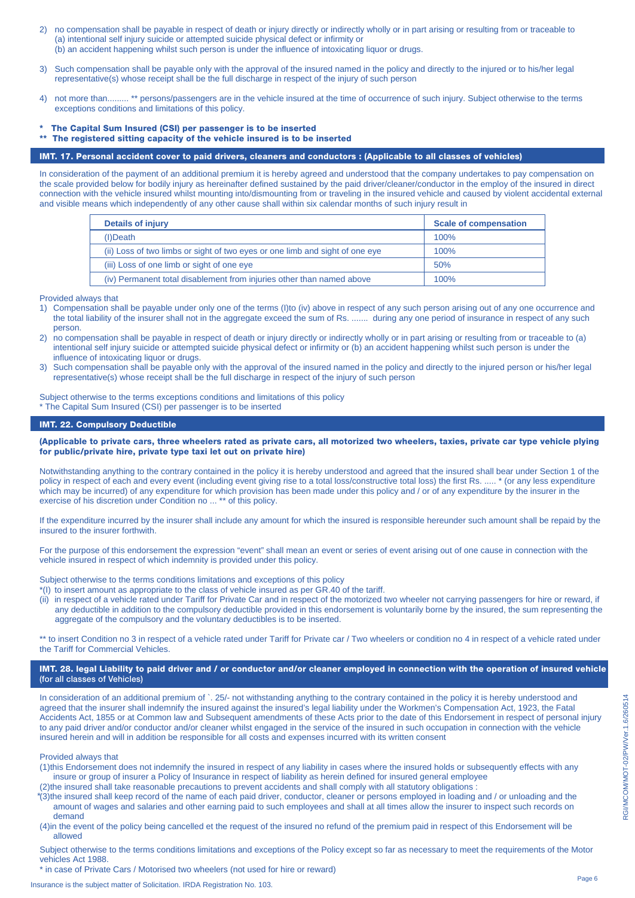2) no compensation shall be payable in respect of death or injury directly or indirectly wholly or in part arising or resulting from or traceable to
   (a) intentional self injury suicide or attempted suicide physical defect or infirmity or
   (b) an accident happening whilst such person is under the influence of intoxicating liquor or drugs.

3) Such compensation shall be payable only with the approval of the insured named in the policy and directly to the injured or to his/her legal representative(s) whose receipt shall be the full discharge in respect of the injury of such person

4) not more than......... ** persons/passengers are in the vehicle insured at the time of occurrence of such injury. Subject otherwise to the terms exceptions conditions and limitations of this policy.

**\* The Capital Sum Insured (CSI) per passenger is to be inserted**
**\*\* The registered sitting capacity of the vehicle insured is to be inserted**

## IMT. 17. Personal accident cover to paid drivers, cleaners and conductors : (Applicable to all classes of vehicles)

In consideration of the payment of an additional premium it is hereby agreed and understood that the company undertakes to pay compensation on the scale provided below for bodily injury as hereinafter defined sustained by the paid driver/cleaner/conductor in the employ of the insured in direct connection with the vehicle insured whilst mounting into/dismounting from or traveling in the insured vehicle and caused by violent accidental external and visible means which independently of any other cause shall within six calendar months of such injury result in

| Details of injury | Scale of compensation |
|---|---|
| (I)Death | 100% |
| (ii) Loss of two limbs or sight of two eyes or one limb and sight of one eye | 100% |
| (iii) Loss of one limb or sight of one eye | 50% |
| (iv) Permanent total disablement from injuries other than named above | 100% |

Provided always that

1) Compensation shall be payable under only one of the terms (I)to (iv) above in respect of any such person arising out of any one occurrence and the total liability of the insurer shall not in the aggregate exceed the sum of Rs. ....... during any one period of insurance in respect of any such person.
2) no compensation shall be payable in respect of death or injury directly or indirectly wholly or in part arising or resulting from or traceable to (a) intentional self injury suicide or attempted suicide physical defect or infirmity or (b) an accident happening whilst such person is under the influence of intoxicating liquor or drugs.
3) Such compensation shall be payable only with the approval of the insured named in the policy and directly to the injured person or his/her legal representative(s) whose receipt shall be the full discharge in respect of the injury of such person

Subject otherwise to the terms exceptions conditions and limitations of this policy
\* The Capital Sum Insured (CSI) per passenger is to be inserted

## IMT. 22. Compulsory Deductible

**(Applicable to private cars, three wheelers rated as private cars, all motorized two wheelers, taxies, private car type vehicle plying for public/private hire, private type taxi let out on private hire)**

Notwithstanding anything to the contrary contained in the policy it is hereby understood and agreed that the insured shall bear under Section 1 of the policy in respect of each and every event (including event giving rise to a total loss/constructive total loss) the first Rs. ..... * (or any less expenditure which may be incurred) of any expenditure for which provision has been made under this policy and / or of any expenditure by the insurer in the exercise of his discretion under Condition no ... ** of this policy.

If the expenditure incurred by the insurer shall include any amount for which the insured is responsible hereunder such amount shall be repaid by the insured to the insurer forthwith.

For the purpose of this endorsement the expression “event” shall mean an event or series of event arising out of one cause in connection with the vehicle insured in respect of which indemnity is provided under this policy.

Subject otherwise to the terms conditions limitations and exceptions of this policy
\*(I) to insert amount as appropriate to the class of vehicle insured as per GR.40 of the tariff.
(ii) in respect of a vehicle rated under Tariff for Private Car and in respect of the motorized two wheeler not carrying passengers for hire or reward, if any deductible in addition to the compulsory deductible provided in this endorsement is voluntarily borne by the insured, the sum representing the aggregate of the compulsory and the voluntary deductibles is to be inserted.

\*\* to insert Condition no 3 in respect of a vehicle rated under Tariff for Private car / Two wheelers or condition no 4 in respect of a vehicle rated under the Tariff for Commercial Vehicles.

## IMT. 28. legal Liability to paid driver and / or conductor and/or cleaner employed in connection with the operation of insured vehicle (for all classes of Vehicles)

In consideration of an additional premium of `. 25/- not withstanding anything to the contrary contained in the policy it is hereby understood and agreed that the insurer shall indemnify the insured against the insured's legal liability under the Workmen's Compensation Act, 1923, the Fatal Accidents Act, 1855 or at Common law and Subsequent amendments of these Acts prior to the date of this Endorsement in respect of personal injury to any paid driver and/or conductor and/or cleaner whilst engaged in the service of the insured in such occupation in connection with the vehicle insured herein and will in addition be responsible for all costs and expenses incurred with its written consent

Provided always that

(1)this Endorsement does not indemnify the insured in respect of any liability in cases where the insured holds or subsequently effects with any insure or group of insurer a Policy of Insurance in respect of liability as herein defined for insured general employee
(2)the insured shall take reasonable precautions to prevent accidents and shall comply with all statutory obligations :
\*(3)the insured shall keep record of the name of each paid driver, conductor, cleaner or persons employed in loading and / or unloading and the amount of wages and salaries and other earning paid to such employees and shall at all times allow the insurer to inspect such records on demand
(4)in the event of the policy being cancelled et the request of the insured no refund of the premium paid in respect of this Endorsement will be allowed

Subject otherwise to the terms conditions limitations and exceptions of the Policy except so far as necessary to meet the requirements of the Motor vehicles Act 1988.
\* in case of Private Cars / Motorised two wheelers (not used for hire or reward)

Insurance is the subject matter of Solicitation. IRDA Registration No. 103.